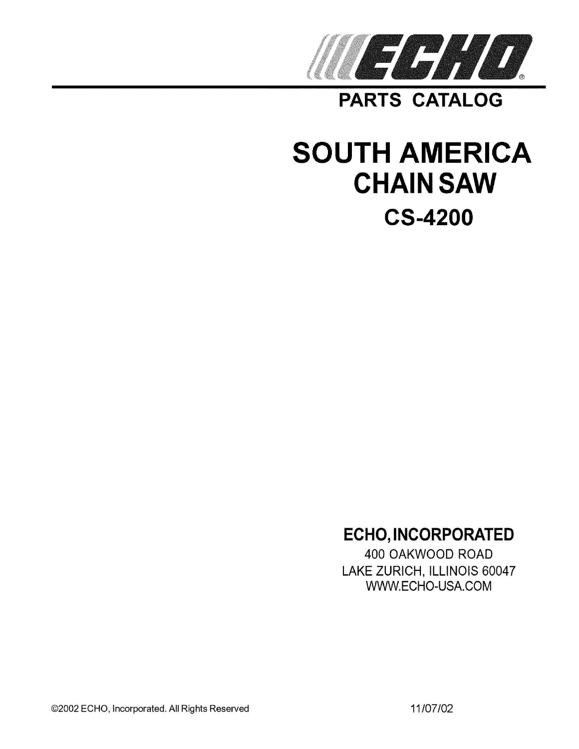# ECHO®

## PARTS CATALOG

# SOUTH AMERICA
# CHAIN SAW
# CS-4200

**ECHO, INCORPORATED**

400 OAKWOOD ROAD
LAKE ZURICH, ILLINOIS 60047
WWW.ECHO-USA.COM

©2002 ECHO, Incorporated. All Rights Reserved

11/07/02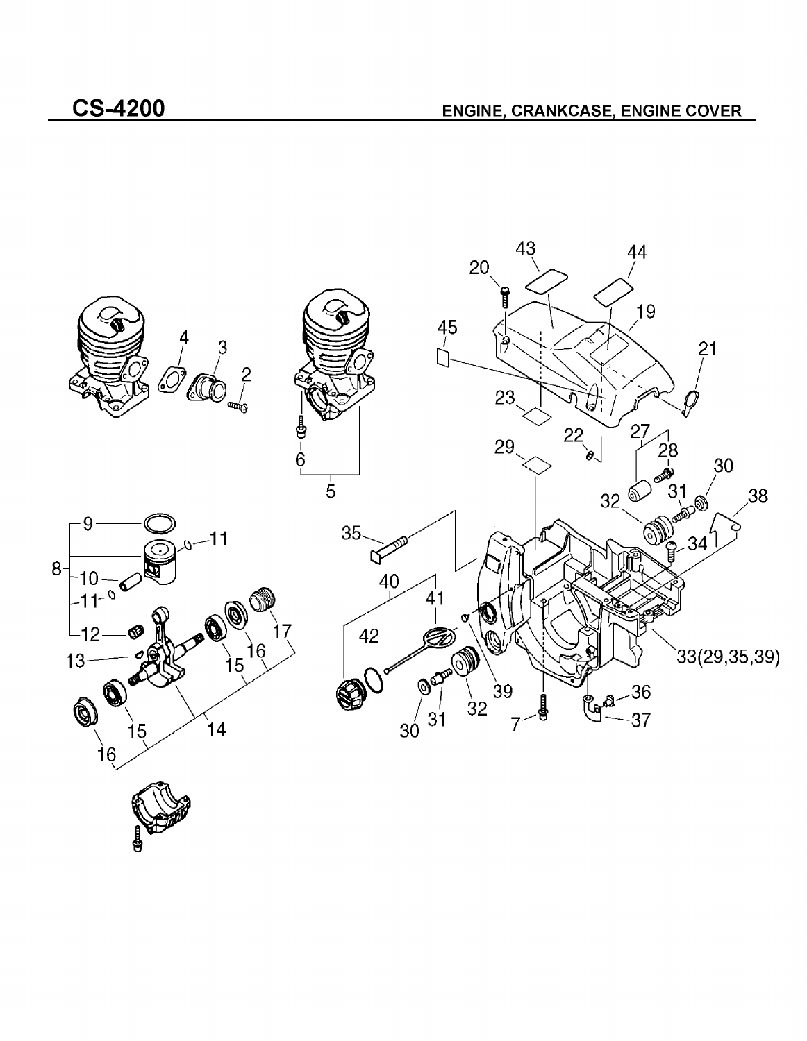## CS-4200

**ENGINE, CRANKCASE, ENGINE COVER**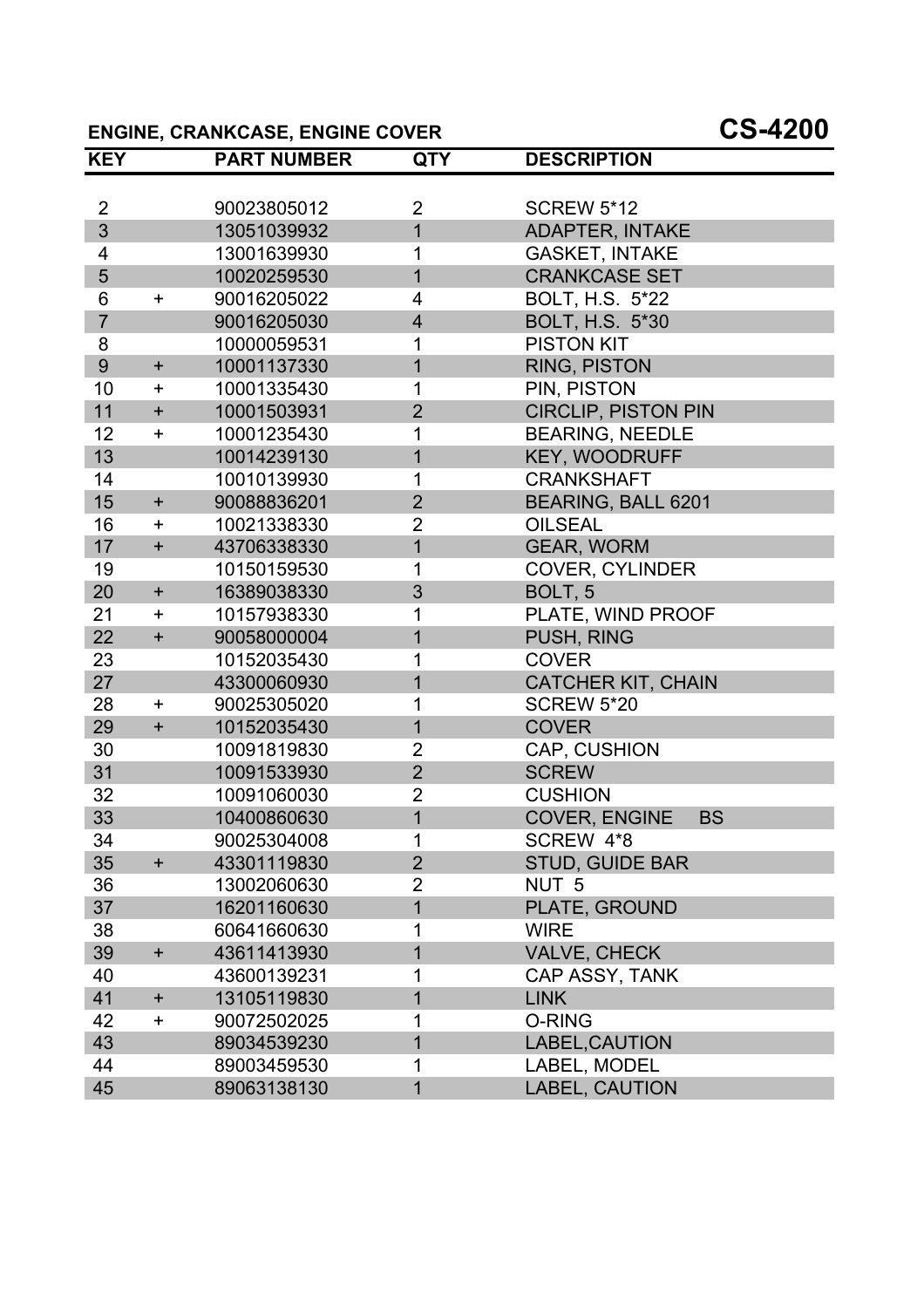## ENGINE, CRANKCASE, ENGINE COVER

# CS-4200

| KEY | | PART NUMBER | QTY | DESCRIPTION |
|---|---|---|---|---|
| 2 | | 90023805012 | 2 | SCREW 5*12 |
| 3 | | 13051039932 | 1 | ADAPTER, INTAKE |
| 4 | | 13001639930 | 1 | GASKET, INTAKE |
| 5 | | 10020259530 | 1 | CRANKCASE SET |
| 6 | + | 90016205022 | 4 | BOLT, H.S. 5*22 |
| 7 | | 90016205030 | 4 | BOLT, H.S. 5*30 |
| 8 | | 10000059531 | 1 | PISTON KIT |
| 9 | + | 10001137330 | 1 | RING, PISTON |
| 10 | + | 10001335430 | 1 | PIN, PISTON |
| 11 | + | 10001503931 | 2 | CIRCLIP, PISTON PIN |
| 12 | + | 10001235430 | 1 | BEARING, NEEDLE |
| 13 | | 10014239130 | 1 | KEY, WOODRUFF |
| 14 | | 10010139930 | 1 | CRANKSHAFT |
| 15 | + | 90088836201 | 2 | BEARING, BALL 6201 |
| 16 | + | 10021338330 | 2 | OILSEAL |
| 17 | + | 43706338330 | 1 | GEAR, WORM |
| 19 | | 10150159530 | 1 | COVER, CYLINDER |
| 20 | + | 16389038330 | 3 | BOLT, 5 |
| 21 | + | 10157938330 | 1 | PLATE, WIND PROOF |
| 22 | + | 90058000004 | 1 | PUSH, RING |
| 23 | | 10152035430 | 1 | COVER |
| 27 | | 43300060930 | 1 | CATCHER KIT, CHAIN |
| 28 | + | 90025305020 | 1 | SCREW 5*20 |
| 29 | + | 10152035430 | 1 | COVER |
| 30 | | 10091819830 | 2 | CAP, CUSHION |
| 31 | | 10091533930 | 2 | SCREW |
| 32 | | 10091060030 | 2 | CUSHION |
| 33 | | 10400860630 | 1 | COVER, ENGINE BS |
| 34 | | 90025304008 | 1 | SCREW 4*8 |
| 35 | + | 43301119830 | 2 | STUD, GUIDE BAR |
| 36 | | 13002060630 | 2 | NUT 5 |
| 37 | | 16201160630 | 1 | PLATE, GROUND |
| 38 | | 60641660630 | 1 | WIRE |
| 39 | + | 43611413930 | 1 | VALVE, CHECK |
| 40 | | 43600139231 | 1 | CAP ASSY, TANK |
| 41 | + | 13105119830 | 1 | LINK |
| 42 | + | 90072502025 | 1 | O-RING |
| 43 | | 89034539230 | 1 | LABEL,CAUTION |
| 44 | | 89003459530 | 1 | LABEL, MODEL |
| 45 | | 89063138130 | 1 | LABEL, CAUTION |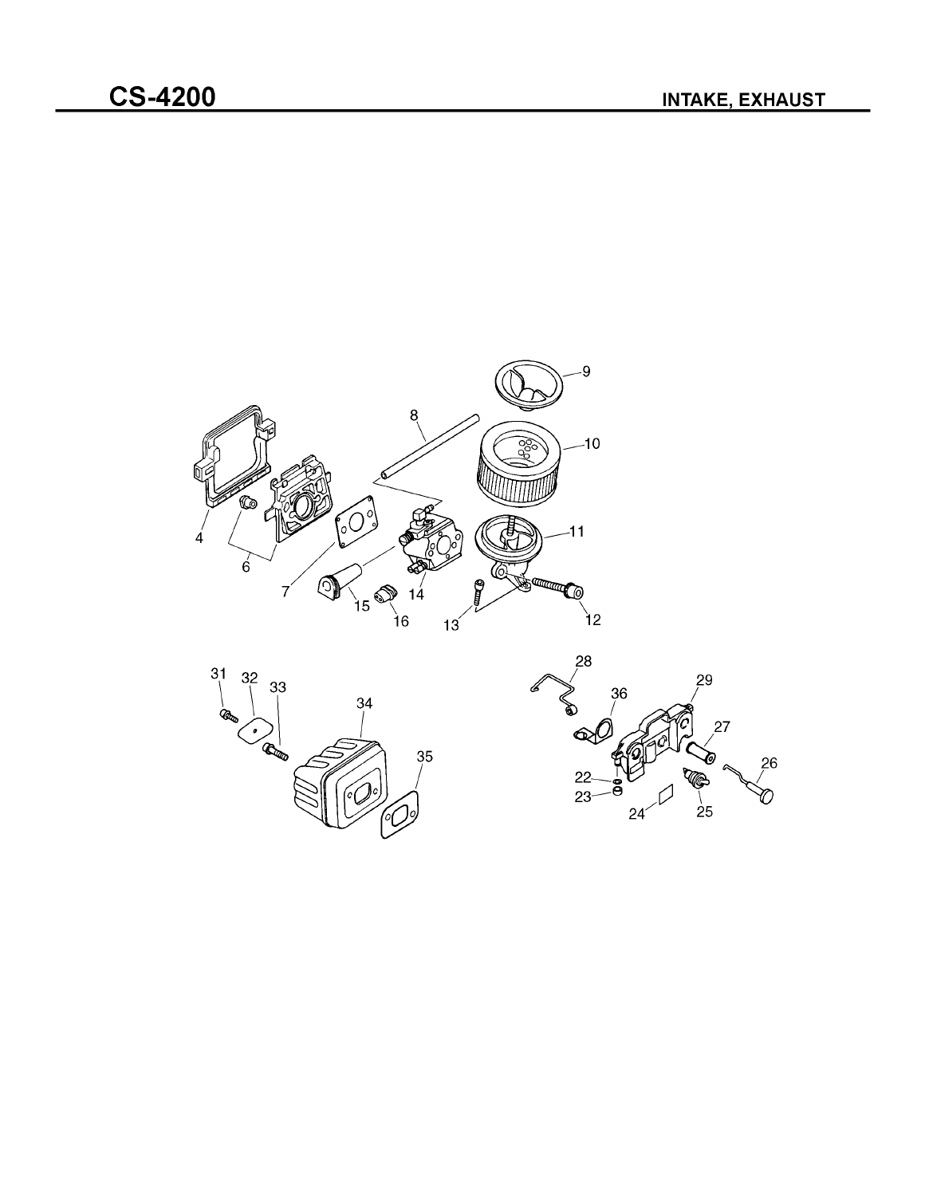# CS-4200

## INTAKE, EXHAUST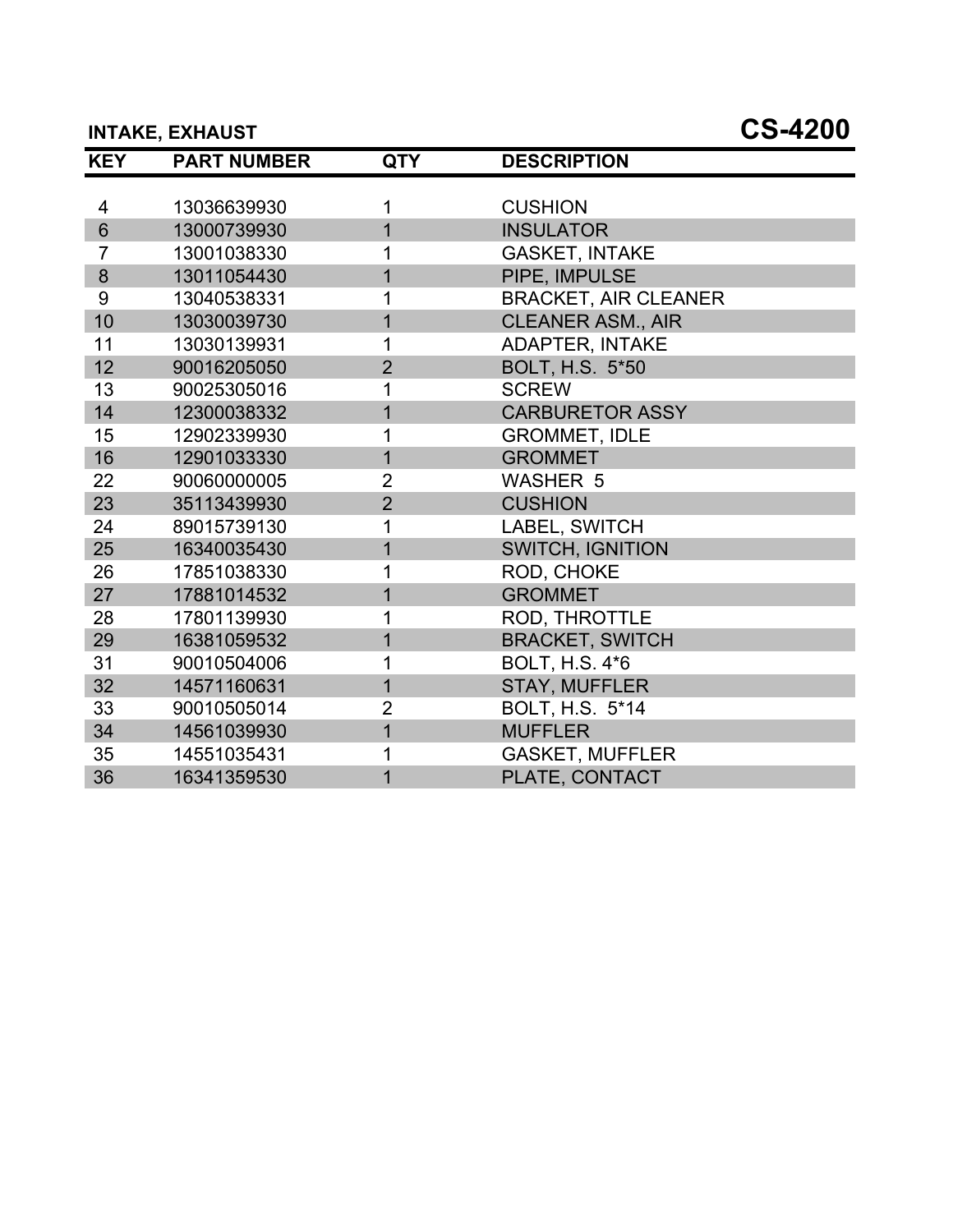## INTAKE, EXHAUST

## CS-4200

| KEY | PART NUMBER | QTY | DESCRIPTION |
|---|---|---|---|
| 4 | 13036639930 | 1 | CUSHION |
| 6 | 13000739930 | 1 | INSULATOR |
| 7 | 13001038330 | 1 | GASKET, INTAKE |
| 8 | 13011054430 | 1 | PIPE, IMPULSE |
| 9 | 13040538331 | 1 | BRACKET, AIR CLEANER |
| 10 | 13030039730 | 1 | CLEANER ASM., AIR |
| 11 | 13030139931 | 1 | ADAPTER, INTAKE |
| 12 | 90016205050 | 2 | BOLT, H.S. 5*50 |
| 13 | 90025305016 | 1 | SCREW |
| 14 | 12300038332 | 1 | CARBURETOR ASSY |
| 15 | 12902339930 | 1 | GROMMET, IDLE |
| 16 | 12901033330 | 1 | GROMMET |
| 22 | 90060000005 | 2 | WASHER 5 |
| 23 | 35113439930 | 2 | CUSHION |
| 24 | 89015739130 | 1 | LABEL, SWITCH |
| 25 | 16340035430 | 1 | SWITCH, IGNITION |
| 26 | 17851038330 | 1 | ROD, CHOKE |
| 27 | 17881014532 | 1 | GROMMET |
| 28 | 17801139930 | 1 | ROD, THROTTLE |
| 29 | 16381059532 | 1 | BRACKET, SWITCH |
| 31 | 90010504006 | 1 | BOLT, H.S. 4*6 |
| 32 | 14571160631 | 1 | STAY, MUFFLER |
| 33 | 90010505014 | 2 | BOLT, H.S. 5*14 |
| 34 | 14561039930 | 1 | MUFFLER |
| 35 | 14551035431 | 1 | GASKET, MUFFLER |
| 36 | 16341359530 | 1 | PLATE, CONTACT |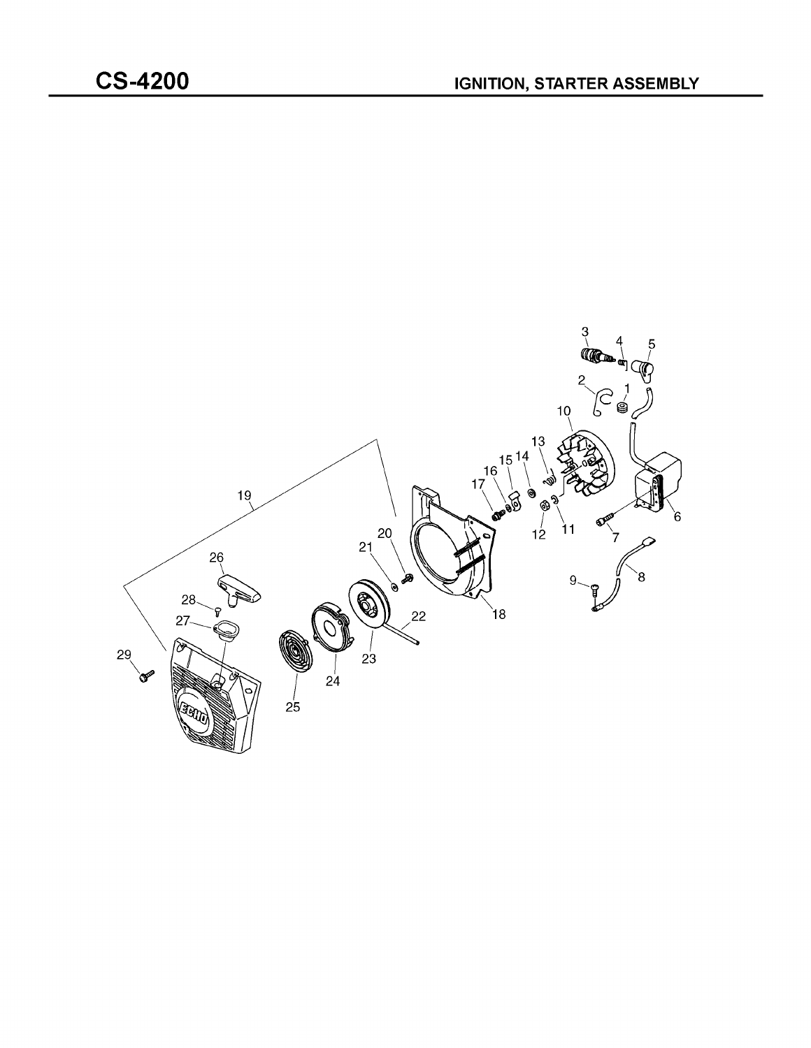# CS-4200

## IGNITION, STARTER ASSEMBLY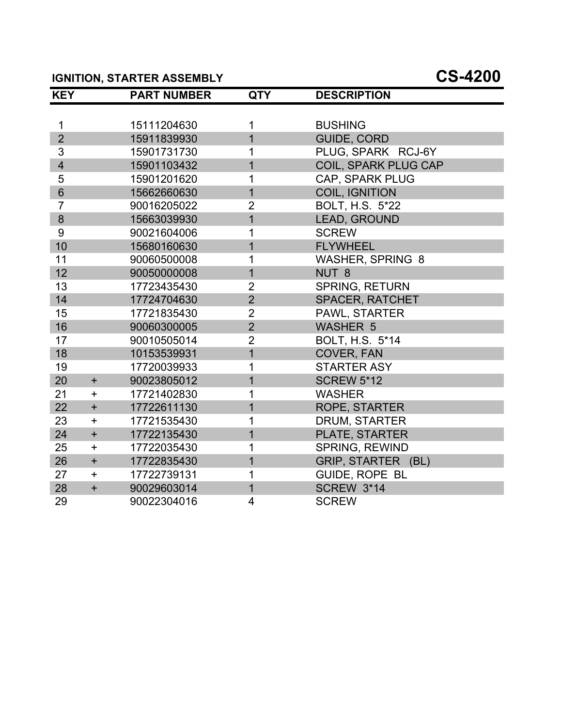## IGNITION, STARTER ASSEMBLY

# CS-4200

| KEY | | PART NUMBER | QTY | DESCRIPTION |
|---|---|---|---|---|
| 1 | | 15111204630 | 1 | BUSHING |
| 2 | | 15911839930 | 1 | GUIDE, CORD |
| 3 | | 15901731730 | 1 | PLUG, SPARK RCJ-6Y |
| 4 | | 15901103432 | 1 | COIL, SPARK PLUG CAP |
| 5 | | 15901201620 | 1 | CAP, SPARK PLUG |
| 6 | | 15662660630 | 1 | COIL, IGNITION |
| 7 | | 90016205022 | 2 | BOLT, H.S. 5*22 |
| 8 | | 15663039930 | 1 | LEAD, GROUND |
| 9 | | 90021604006 | 1 | SCREW |
| 10 | | 15680160630 | 1 | FLYWHEEL |
| 11 | | 90060500008 | 1 | WASHER, SPRING 8 |
| 12 | | 90050000008 | 1 | NUT 8 |
| 13 | | 17723435430 | 2 | SPRING, RETURN |
| 14 | | 17724704630 | 2 | SPACER, RATCHET |
| 15 | | 17721835430 | 2 | PAWL, STARTER |
| 16 | | 90060300005 | 2 | WASHER 5 |
| 17 | | 90010505014 | 2 | BOLT, H.S. 5*14 |
| 18 | | 10153539931 | 1 | COVER, FAN |
| 19 | | 17720039933 | 1 | STARTER ASY |
| 20 | + | 90023805012 | 1 | SCREW 5*12 |
| 21 | + | 17721402830 | 1 | WASHER |
| 22 | + | 17722611130 | 1 | ROPE, STARTER |
| 23 | + | 17721535430 | 1 | DRUM, STARTER |
| 24 | + | 17722135430 | 1 | PLATE, STARTER |
| 25 | + | 17722035430 | 1 | SPRING, REWIND |
| 26 | + | 17722835430 | 1 | GRIP, STARTER (BL) |
| 27 | + | 17722739131 | 1 | GUIDE, ROPE BL |
| 28 | + | 90029603014 | 1 | SCREW 3*14 |
| 29 | | 90022304016 | 4 | SCREW |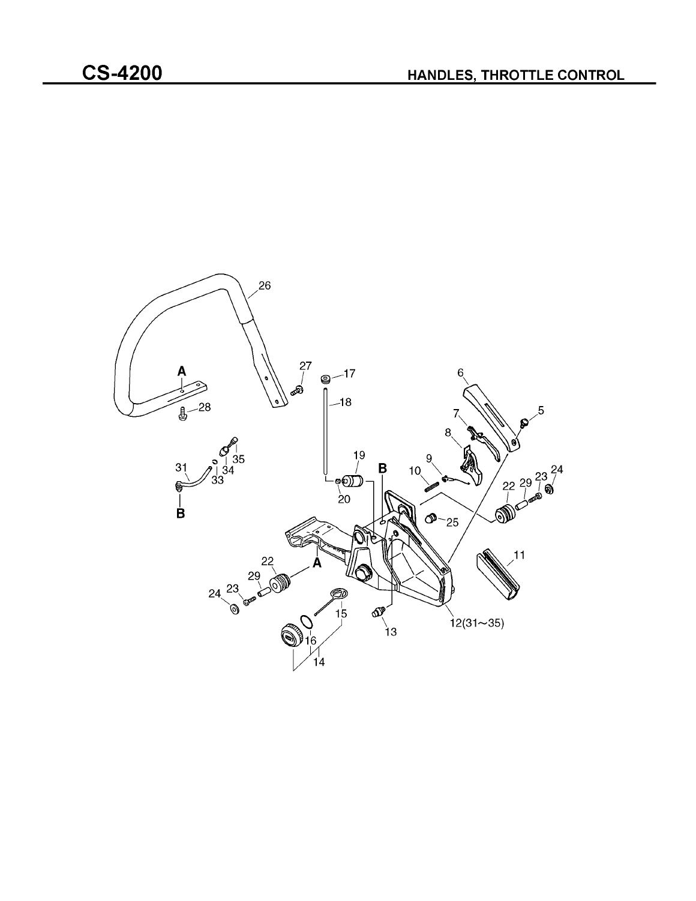# CS-4200

## HANDLES, THROTTLE CONTROL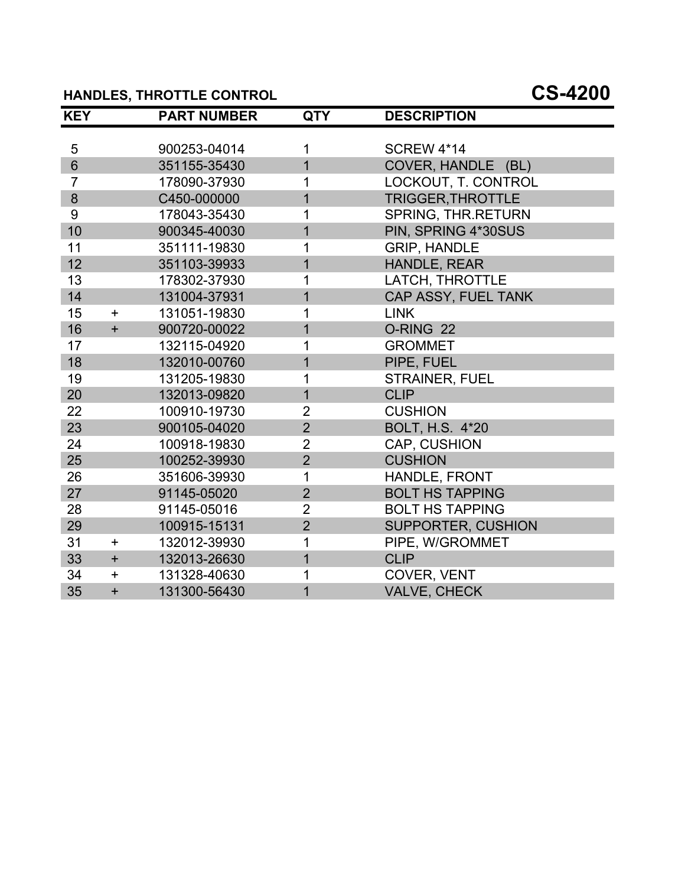## HANDLES, THROTTLE CONTROL

# CS-4200

| KEY | | PART NUMBER | QTY | DESCRIPTION |
|---|---|---|---|---|
| 5 | | 900253-04014 | 1 | SCREW 4*14 |
| 6 | | 351155-35430 | 1 | COVER, HANDLE (BL) |
| 7 | | 178090-37930 | 1 | LOCKOUT, T. CONTROL |
| 8 | | C450-000000 | 1 | TRIGGER,THROTTLE |
| 9 | | 178043-35430 | 1 | SPRING, THR.RETURN |
| 10 | | 900345-40030 | 1 | PIN, SPRING 4*30SUS |
| 11 | | 351111-19830 | 1 | GRIP, HANDLE |
| 12 | | 351103-39933 | 1 | HANDLE, REAR |
| 13 | | 178302-37930 | 1 | LATCH, THROTTLE |
| 14 | | 131004-37931 | 1 | CAP ASSY, FUEL TANK |
| 15 | + | 131051-19830 | 1 | LINK |
| 16 | + | 900720-00022 | 1 | O-RING 22 |
| 17 | | 132115-04920 | 1 | GROMMET |
| 18 | | 132010-00760 | 1 | PIPE, FUEL |
| 19 | | 131205-19830 | 1 | STRAINER, FUEL |
| 20 | | 132013-09820 | 1 | CLIP |
| 22 | | 100910-19730 | 2 | CUSHION |
| 23 | | 900105-04020 | 2 | BOLT, H.S. 4*20 |
| 24 | | 100918-19830 | 2 | CAP, CUSHION |
| 25 | | 100252-39930 | 2 | CUSHION |
| 26 | | 351606-39930 | 1 | HANDLE, FRONT |
| 27 | | 91145-05020 | 2 | BOLT HS TAPPING |
| 28 | | 91145-05016 | 2 | BOLT HS TAPPING |
| 29 | | 100915-15131 | 2 | SUPPORTER, CUSHION |
| 31 | + | 132012-39930 | 1 | PIPE, W/GROMMET |
| 33 | + | 132013-26630 | 1 | CLIP |
| 34 | + | 131328-40630 | 1 | COVER, VENT |
| 35 | + | 131300-56430 | 1 | VALVE, CHECK |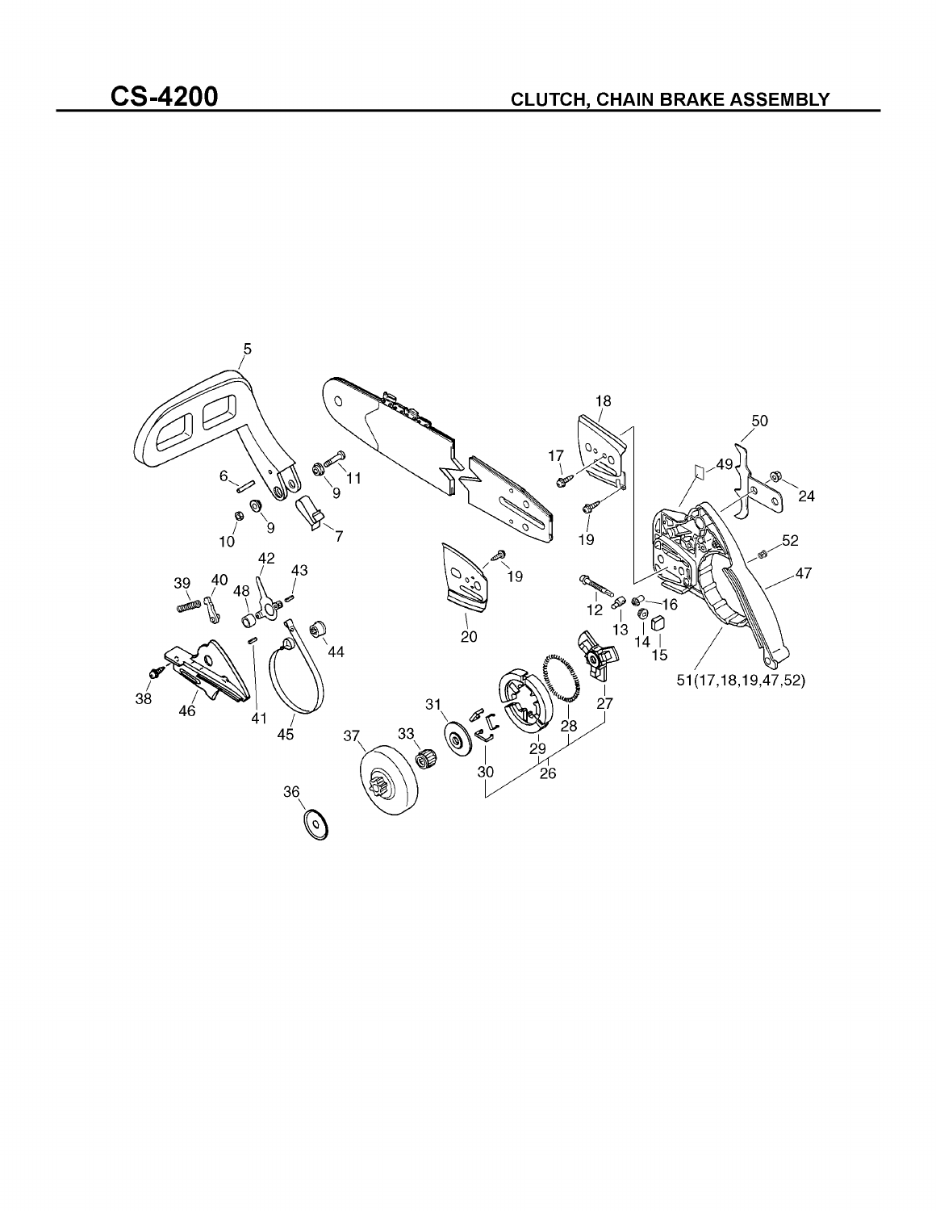# CS-4200

## CLUTCH, CHAIN BRAKE ASSEMBLY

5 6 7 9 10 11 9 17 18 19 50 49 24 52 47 42 43 39 40 48 19 12 13 16 14 15 20 51(17,18,19,47,52) 44 41 38 46 45 31 29 28 27 37 33 30 26 36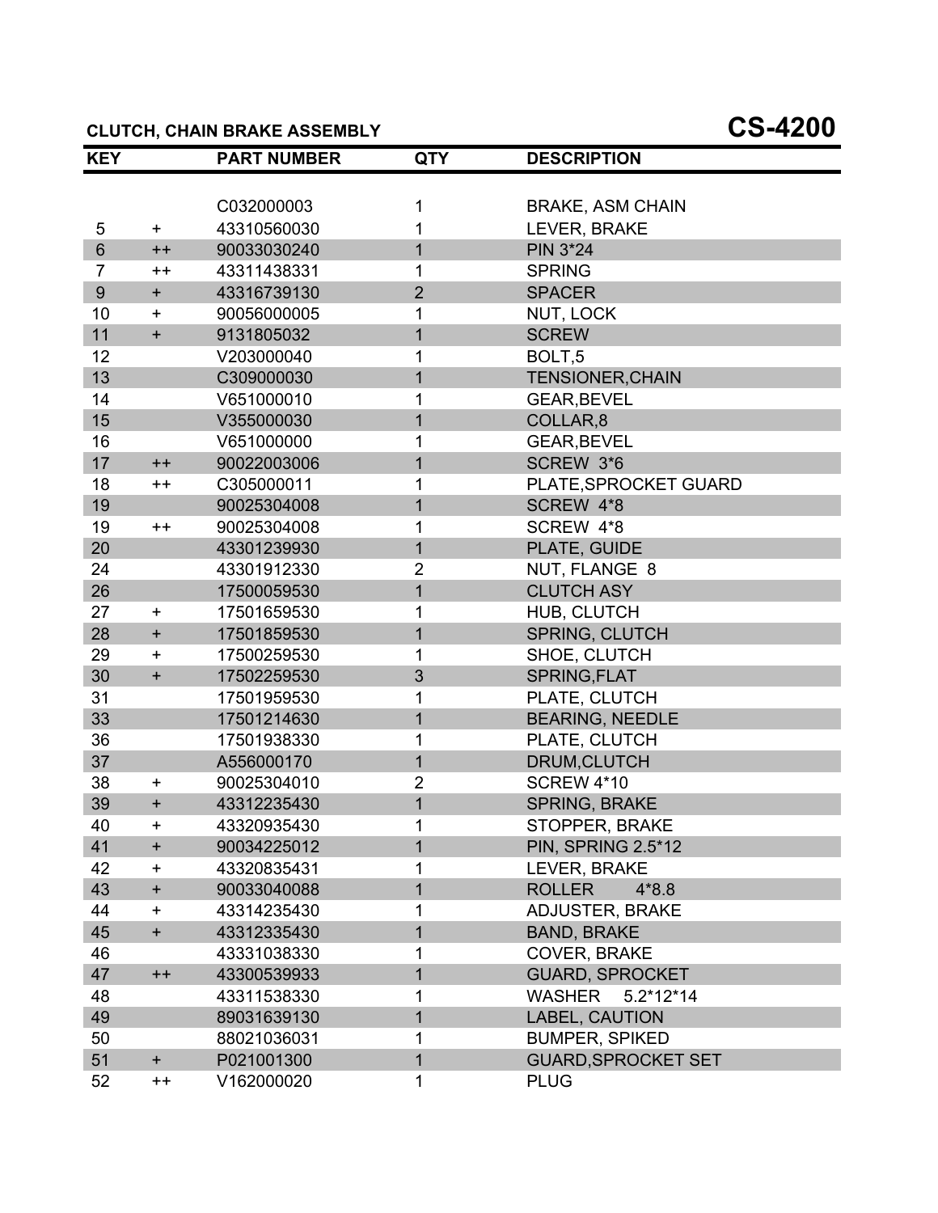## CLUTCH, CHAIN BRAKE ASSEMBLY

# CS-4200

| KEY | | PART NUMBER | QTY | DESCRIPTION |
|---|---|---|---|---|
| | | C032000003 | 1 | BRAKE, ASM CHAIN |
| 5 | + | 43310560030 | 1 | LEVER, BRAKE |
| 6 | ++ | 90033030240 | 1 | PIN 3*24 |
| 7 | ++ | 43311438331 | 1 | SPRING |
| 9 | + | 43316739130 | 2 | SPACER |
| 10 | + | 90056000005 | 1 | NUT, LOCK |
| 11 | + | 9131805032 | 1 | SCREW |
| 12 | | V203000040 | 1 | BOLT,5 |
| 13 | | C309000030 | 1 | TENSIONER,CHAIN |
| 14 | | V651000010 | 1 | GEAR,BEVEL |
| 15 | | V355000030 | 1 | COLLAR,8 |
| 16 | | V651000000 | 1 | GEAR,BEVEL |
| 17 | ++ | 90022003006 | 1 | SCREW 3*6 |
| 18 | ++ | C305000011 | 1 | PLATE,SPROCKET GUARD |
| 19 | | 90025304008 | 1 | SCREW 4*8 |
| 19 | ++ | 90025304008 | 1 | SCREW 4*8 |
| 20 | | 43301239930 | 1 | PLATE, GUIDE |
| 24 | | 43301912330 | 2 | NUT, FLANGE 8 |
| 26 | | 17500059530 | 1 | CLUTCH ASY |
| 27 | + | 17501659530 | 1 | HUB, CLUTCH |
| 28 | + | 17501859530 | 1 | SPRING, CLUTCH |
| 29 | + | 17500259530 | 1 | SHOE, CLUTCH |
| 30 | + | 17502259530 | 3 | SPRING,FLAT |
| 31 | | 17501959530 | 1 | PLATE, CLUTCH |
| 33 | | 17501214630 | 1 | BEARING, NEEDLE |
| 36 | | 17501938330 | 1 | PLATE, CLUTCH |
| 37 | | A556000170 | 1 | DRUM,CLUTCH |
| 38 | + | 90025304010 | 2 | SCREW 4*10 |
| 39 | + | 43312235430 | 1 | SPRING, BRAKE |
| 40 | + | 43320935430 | 1 | STOPPER, BRAKE |
| 41 | + | 90034225012 | 1 | PIN, SPRING 2.5*12 |
| 42 | + | 43320835431 | 1 | LEVER, BRAKE |
| 43 | + | 90033040088 | 1 | ROLLER 4*8.8 |
| 44 | + | 43314235430 | 1 | ADJUSTER, BRAKE |
| 45 | + | 43312335430 | 1 | BAND, BRAKE |
| 46 | | 43331038330 | 1 | COVER, BRAKE |
| 47 | ++ | 43300539933 | 1 | GUARD, SPROCKET |
| 48 | | 43311538330 | 1 | WASHER 5.2*12*14 |
| 49 | | 89031639130 | 1 | LABEL, CAUTION |
| 50 | | 88021036031 | 1 | BUMPER, SPIKED |
| 51 | + | P021001300 | 1 | GUARD,SPROCKET SET |
| 52 | ++ | V162000020 | 1 | PLUG |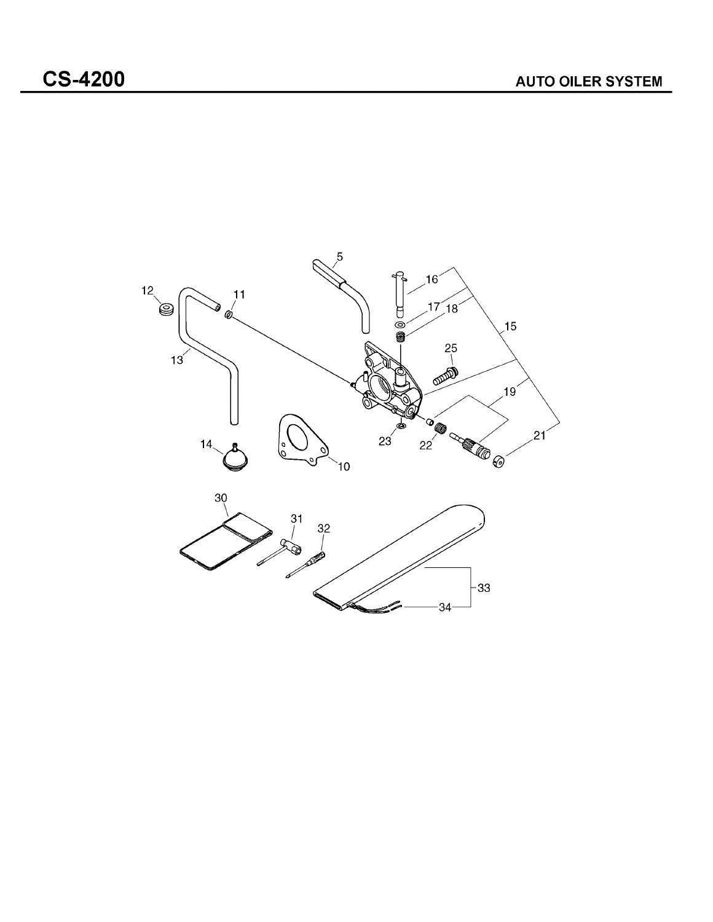# CS-4200

## AUTO OILER SYSTEM

5

16

12

11

17

18

15

13

25

19

14

23

22

21

10

30

31

32

33

34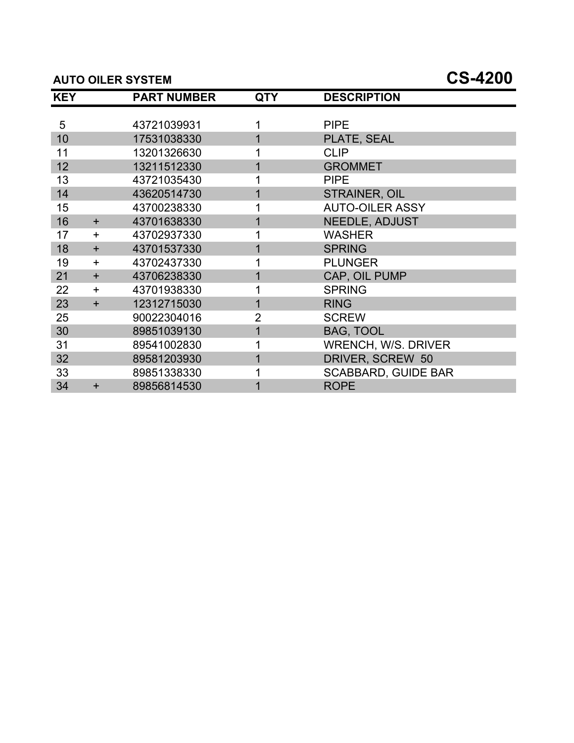## AUTO OILER SYSTEM

## CS-4200

| KEY | | PART NUMBER | QTY | DESCRIPTION |
|---|---|---|---|---|
| 5 | | 43721039931 | 1 | PIPE |
| 10 | | 17531038330 | 1 | PLATE, SEAL |
| 11 | | 13201326630 | 1 | CLIP |
| 12 | | 13211512330 | 1 | GROMMET |
| 13 | | 43721035430 | 1 | PIPE |
| 14 | | 43620514730 | 1 | STRAINER, OIL |
| 15 | | 43700238330 | 1 | AUTO-OILER ASSY |
| 16 | + | 43701638330 | 1 | NEEDLE, ADJUST |
| 17 | + | 43702937330 | 1 | WASHER |
| 18 | + | 43701537330 | 1 | SPRING |
| 19 | + | 43702437330 | 1 | PLUNGER |
| 21 | + | 43706238330 | 1 | CAP, OIL PUMP |
| 22 | + | 43701938330 | 1 | SPRING |
| 23 | + | 12312715030 | 1 | RING |
| 25 | | 90022304016 | 2 | SCREW |
| 30 | | 89851039130 | 1 | BAG, TOOL |
| 31 | | 89541002830 | 1 | WRENCH, W/S. DRIVER |
| 32 | | 89581203930 | 1 | DRIVER, SCREW 50 |
| 33 | | 89851338330 | 1 | SCABBARD, GUIDE BAR |
| 34 | + | 89856814530 | 1 | ROPE |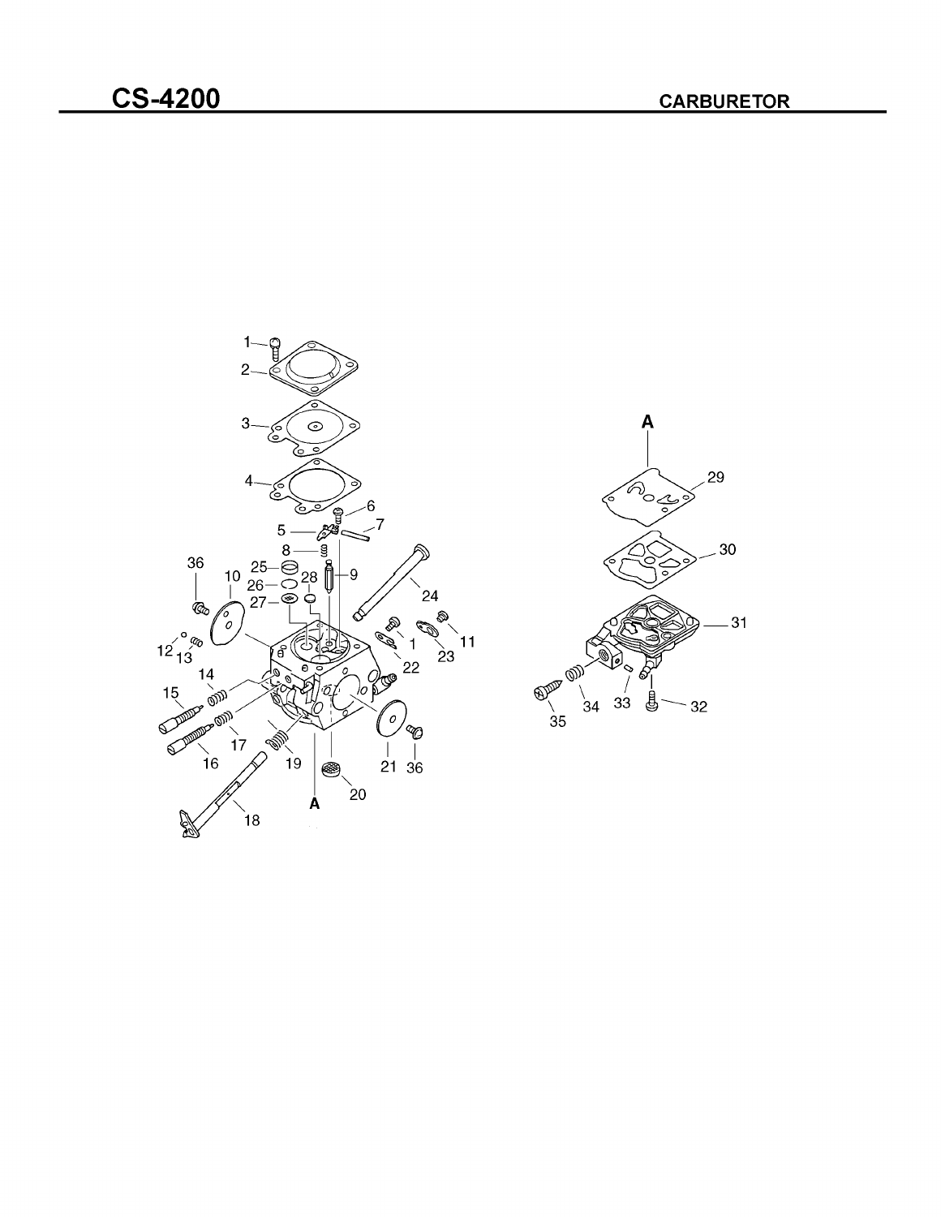# CS-4200

## CARBURETOR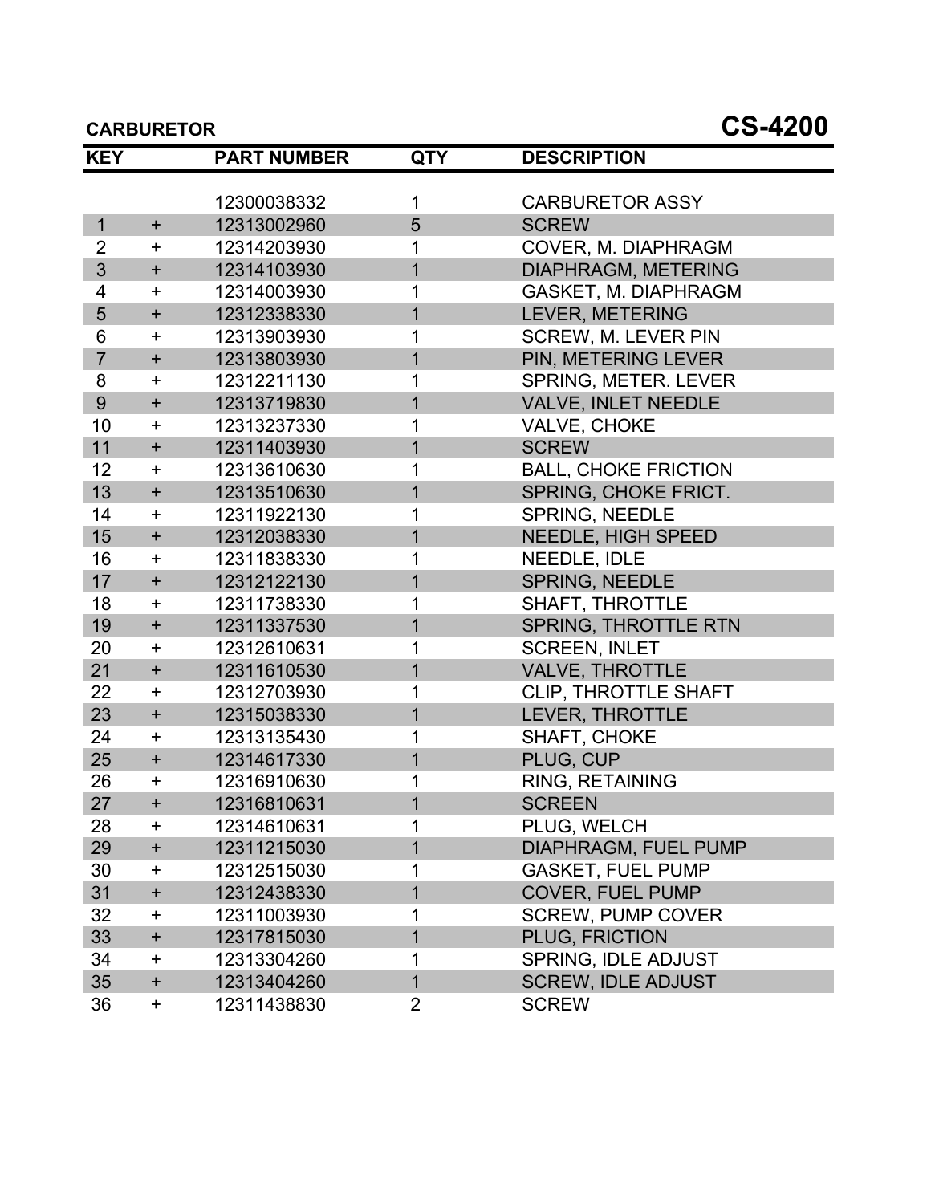**CARBURETOR** **CS-4200**

| KEY | | PART NUMBER | QTY | DESCRIPTION |
|---|---|---|---|---|
| | | 12300038332 | 1 | CARBURETOR ASSY |
| 1 | + | 12313002960 | 5 | SCREW |
| 2 | + | 12314203930 | 1 | COVER, M. DIAPHRAGM |
| 3 | + | 12314103930 | 1 | DIAPHRAGM, METERING |
| 4 | + | 12314003930 | 1 | GASKET, M. DIAPHRAGM |
| 5 | + | 12312338330 | 1 | LEVER, METERING |
| 6 | + | 12313903930 | 1 | SCREW, M. LEVER PIN |
| 7 | + | 12313803930 | 1 | PIN, METERING LEVER |
| 8 | + | 12312211130 | 1 | SPRING, METER. LEVER |
| 9 | + | 12313719830 | 1 | VALVE, INLET NEEDLE |
| 10 | + | 12313237330 | 1 | VALVE, CHOKE |
| 11 | + | 12311403930 | 1 | SCREW |
| 12 | + | 12313610630 | 1 | BALL, CHOKE FRICTION |
| 13 | + | 12313510630 | 1 | SPRING, CHOKE FRICT. |
| 14 | + | 12311922130 | 1 | SPRING, NEEDLE |
| 15 | + | 12312038330 | 1 | NEEDLE, HIGH SPEED |
| 16 | + | 12311838330 | 1 | NEEDLE, IDLE |
| 17 | + | 12312122130 | 1 | SPRING, NEEDLE |
| 18 | + | 12311738330 | 1 | SHAFT, THROTTLE |
| 19 | + | 12311337530 | 1 | SPRING, THROTTLE RTN |
| 20 | + | 12312610631 | 1 | SCREEN, INLET |
| 21 | + | 12311610530 | 1 | VALVE, THROTTLE |
| 22 | + | 12312703930 | 1 | CLIP, THROTTLE SHAFT |
| 23 | + | 12315038330 | 1 | LEVER, THROTTLE |
| 24 | + | 12313135430 | 1 | SHAFT, CHOKE |
| 25 | + | 12314617330 | 1 | PLUG, CUP |
| 26 | + | 12316910630 | 1 | RING, RETAINING |
| 27 | + | 12316810631 | 1 | SCREEN |
| 28 | + | 12314610631 | 1 | PLUG, WELCH |
| 29 | + | 12311215030 | 1 | DIAPHRAGM, FUEL PUMP |
| 30 | + | 12312515030 | 1 | GASKET, FUEL PUMP |
| 31 | + | 12312438330 | 1 | COVER, FUEL PUMP |
| 32 | + | 12311003930 | 1 | SCREW, PUMP COVER |
| 33 | + | 12317815030 | 1 | PLUG, FRICTION |
| 34 | + | 12313304260 | 1 | SPRING, IDLE ADJUST |
| 35 | + | 12313404260 | 1 | SCREW, IDLE ADJUST |
| 36 | + | 12311438830 | 2 | SCREW |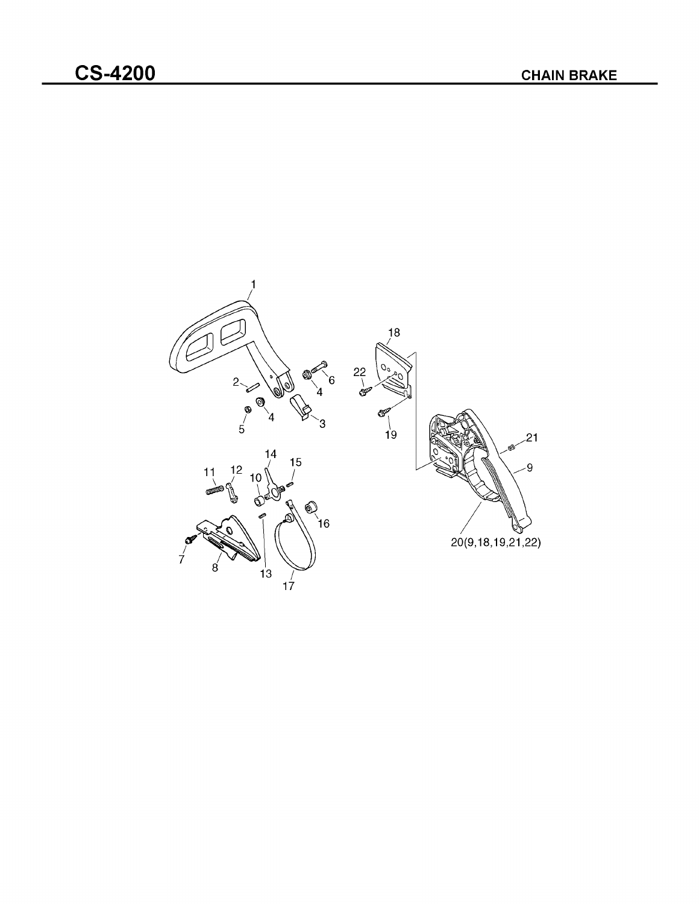# CS-4200

## CHAIN BRAKE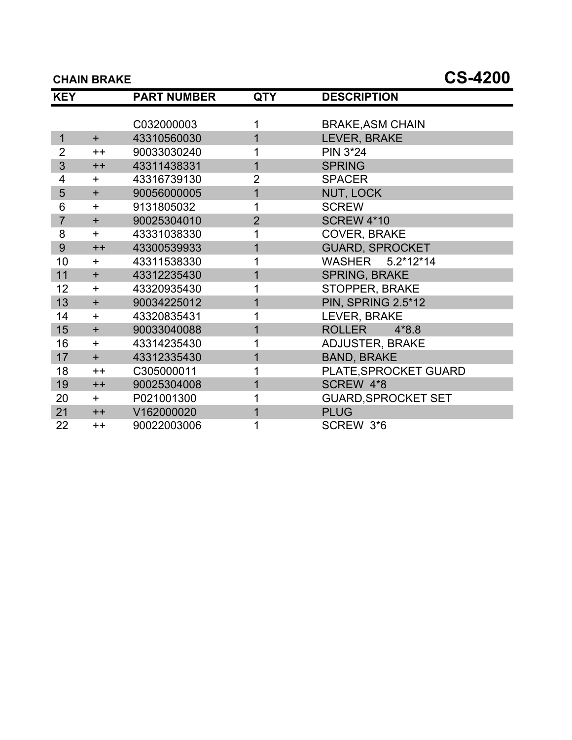**CHAIN BRAKE** **CS-4200**

| KEY | | PART NUMBER | QTY | DESCRIPTION |
|---|---|---|---|---|
| | | C032000003 | 1 | BRAKE,ASM CHAIN |
| 1 | + | 43310560030 | 1 | LEVER, BRAKE |
| 2 | ++ | 90033030240 | 1 | PIN 3*24 |
| 3 | ++ | 43311438331 | 1 | SPRING |
| 4 | + | 43316739130 | 2 | SPACER |
| 5 | + | 90056000005 | 1 | NUT, LOCK |
| 6 | + | 9131805032 | 1 | SCREW |
| 7 | + | 90025304010 | 2 | SCREW 4*10 |
| 8 | + | 43331038330 | 1 | COVER, BRAKE |
| 9 | ++ | 43300539933 | 1 | GUARD, SPROCKET |
| 10 | + | 43311538330 | 1 | WASHER 5.2*12*14 |
| 11 | + | 43312235430 | 1 | SPRING, BRAKE |
| 12 | + | 43320935430 | 1 | STOPPER, BRAKE |
| 13 | + | 90034225012 | 1 | PIN, SPRING 2.5*12 |
| 14 | + | 43320835431 | 1 | LEVER, BRAKE |
| 15 | + | 90033040088 | 1 | ROLLER 4*8.8 |
| 16 | + | 43314235430 | 1 | ADJUSTER, BRAKE |
| 17 | + | 43312335430 | 1 | BAND, BRAKE |
| 18 | ++ | C305000011 | 1 | PLATE,SPROCKET GUARD |
| 19 | ++ | 90025304008 | 1 | SCREW 4*8 |
| 20 | + | P021001300 | 1 | GUARD,SPROCKET SET |
| 21 | ++ | V162000020 | 1 | PLUG |
| 22 | ++ | 90022003006 | 1 | SCREW 3*6 |